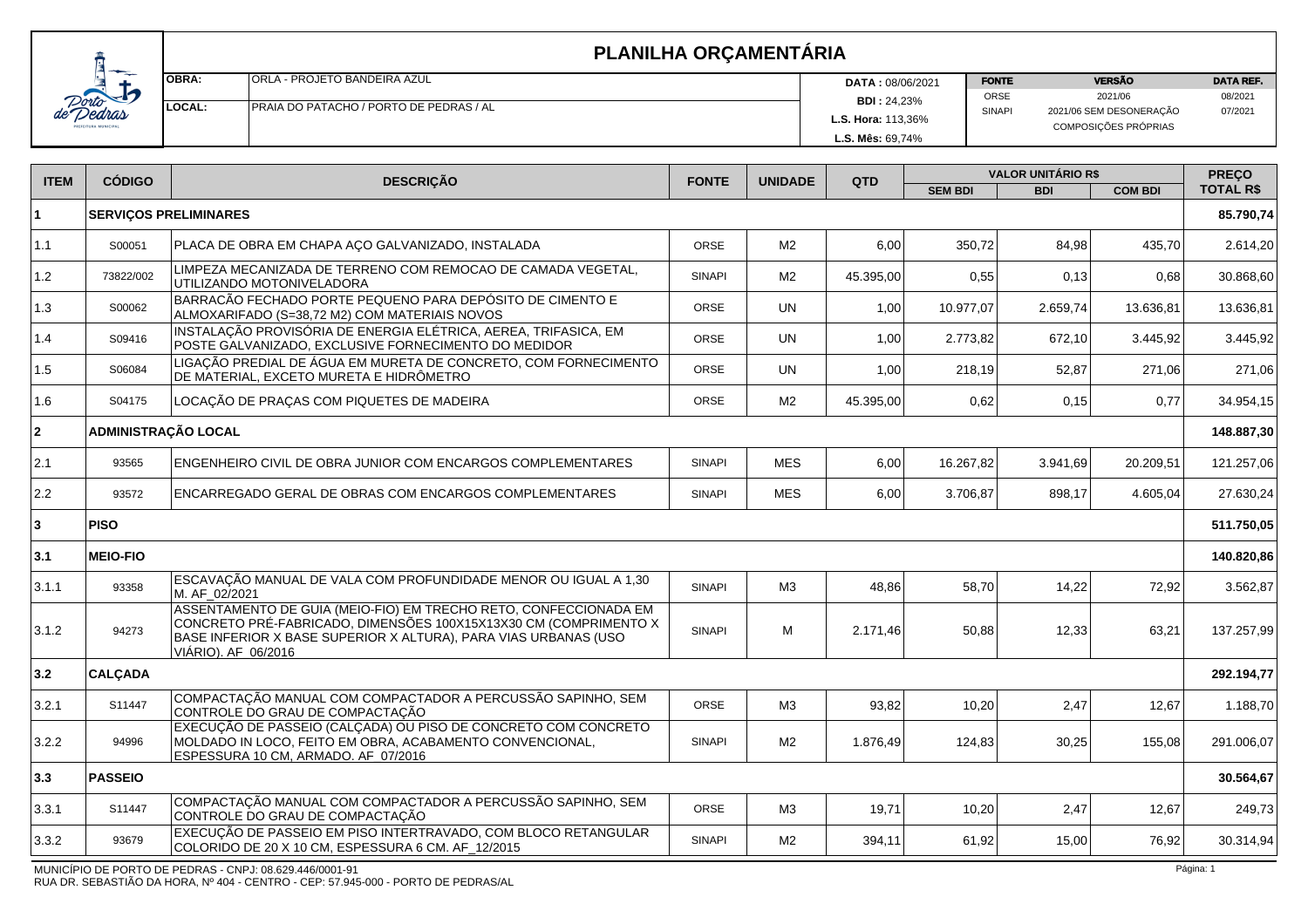# PLANILHA ORÇAMENTÁRIA

| | | | | | |
|---|---|---|---|---|---|
| **OBRA:** | ORLA - PROJETO BANDEIRA AZUL | **DATA :** 08/06/2021 | **FONTE** | **VERSÃO** | **DATA REF.** |
| **LOCAL:** | PRAIA DO PATACHO / PORTO DE PEDRAS / AL | **BDI :** 24,23% | ORSE | 2021/06 | 08/2021 |
| | | **L.S. Hora:** 113,36% | SINAPI | 2021/06 SEM DESONERAÇÃO | 07/2021 |
| | | **L.S. Mês:** 69,74% | | COMPOSIÇÕES PRÓPRIAS | |

| ITEM | CÓDIGO | DESCRIÇÃO | FONTE | UNIDADE | QTD | VALOR UNITÁRIO R$ | | | PREÇO TOTAL R$ |
|---|---|---|---|---|---|---|---|---|---|
| | | | | | | SEM BDI | BDI | COM BDI | |
| **1** | **SERVIÇOS PRELIMINARES** | | | | | | | | **85.790,74** |
| 1.1 | S00051 | PLACA DE OBRA EM CHAPA AÇO GALVANIZADO, INSTALADA | ORSE | M2 | 6,00 | 350,72 | 84,98 | 435,70 | 2.614,20 |
| 1.2 | 73822/002 | LIMPEZA MECANIZADA DE TERRENO COM REMOCAO DE CAMADA VEGETAL, UTILIZANDO MOTONIVELADORA | SINAPI | M2 | 45.395,00 | 0,55 | 0,13 | 0,68 | 30.868,60 |
| 1.3 | S00062 | BARRACÃO FECHADO PORTE PEQUENO PARA DEPÓSITO DE CIMENTO E ALMOXARIFADO (S=38,72 M2) COM MATERIAIS NOVOS | ORSE | UN | 1,00 | 10.977,07 | 2.659,74 | 13.636,81 | 13.636,81 |
| 1.4 | S09416 | INSTALAÇÃO PROVISÓRIA DE ENERGIA ELÉTRICA, AEREA, TRIFASICA, EM POSTE GALVANIZADO, EXCLUSIVE FORNECIMENTO DO MEDIDOR | ORSE | UN | 1,00 | 2.773,82 | 672,10 | 3.445,92 | 3.445,92 |
| 1.5 | S06084 | LIGAÇÃO PREDIAL DE ÁGUA EM MURETA DE CONCRETO, COM FORNECIMENTO DE MATERIAL, EXCETO MURETA E HIDRÔMETRO | ORSE | UN | 1,00 | 218,19 | 52,87 | 271,06 | 271,06 |
| 1.6 | S04175 | LOCAÇÃO DE PRAÇAS COM PIQUETES DE MADEIRA | ORSE | M2 | 45.395,00 | 0,62 | 0,15 | 0,77 | 34.954,15 |
| **2** | **ADMINISTRAÇÃO LOCAL** | | | | | | | | **148.887,30** |
| 2.1 | 93565 | ENGENHEIRO CIVIL DE OBRA JUNIOR COM ENCARGOS COMPLEMENTARES | SINAPI | MES | 6,00 | 16.267,82 | 3.941,69 | 20.209,51 | 121.257,06 |
| 2.2 | 93572 | ENCARREGADO GERAL DE OBRAS COM ENCARGOS COMPLEMENTARES | SINAPI | MES | 6,00 | 3.706,87 | 898,17 | 4.605,04 | 27.630,24 |
| **3** | **PISO** | | | | | | | | **511.750,05** |
| **3.1** | **MEIO-FIO** | | | | | | | | **140.820,86** |
| 3.1.1 | 93358 | ESCAVAÇÃO MANUAL DE VALA COM PROFUNDIDADE MENOR OU IGUAL A 1,30 M. AF_02/2021 | SINAPI | M3 | 48,86 | 58,70 | 14,22 | 72,92 | 3.562,87 |
| 3.1.2 | 94273 | ASSENTAMENTO DE GUIA (MEIO-FIO) EM TRECHO RETO, CONFECCIONADA EM CONCRETO PRÉ-FABRICADO, DIMENSÕES 100X15X13X30 CM (COMPRIMENTO X BASE INFERIOR X BASE SUPERIOR X ALTURA), PARA VIAS URBANAS (USO VIÁRIO). AF_06/2016 | SINAPI | M | 2.171,46 | 50,88 | 12,33 | 63,21 | 137.257,99 |
| **3.2** | **CALÇADA** | | | | | | | | **292.194,77** |
| 3.2.1 | S11447 | COMPACTAÇÃO MANUAL COM COMPACTADOR A PERCUSSÃO SAPINHO, SEM CONTROLE DO GRAU DE COMPACTAÇÃO | ORSE | M3 | 93,82 | 10,20 | 2,47 | 12,67 | 1.188,70 |
| 3.2.2 | 94996 | EXECUÇÃO DE PASSEIO (CALÇADA) OU PISO DE CONCRETO COM CONCRETO MOLDADO IN LOCO, FEITO EM OBRA, ACABAMENTO CONVENCIONAL, ESPESSURA 10 CM, ARMADO. AF_07/2016 | SINAPI | M2 | 1.876,49 | 124,83 | 30,25 | 155,08 | 291.006,07 |
| **3.3** | **PASSEIO** | | | | | | | | **30.564,67** |
| 3.3.1 | S11447 | COMPACTAÇÃO MANUAL COM COMPACTADOR A PERCUSSÃO SAPINHO, SEM CONTROLE DO GRAU DE COMPACTAÇÃO | ORSE | M3 | 19,71 | 10,20 | 2,47 | 12,67 | 249,73 |
| 3.3.2 | 93679 | EXECUÇÃO DE PASSEIO EM PISO INTERTRAVADO, COM BLOCO RETANGULAR COLORIDO DE 20 X 10 CM, ESPESSURA 6 CM. AF_12/2015 | SINAPI | M2 | 394,11 | 61,92 | 15,00 | 76,92 | 30.314,94 |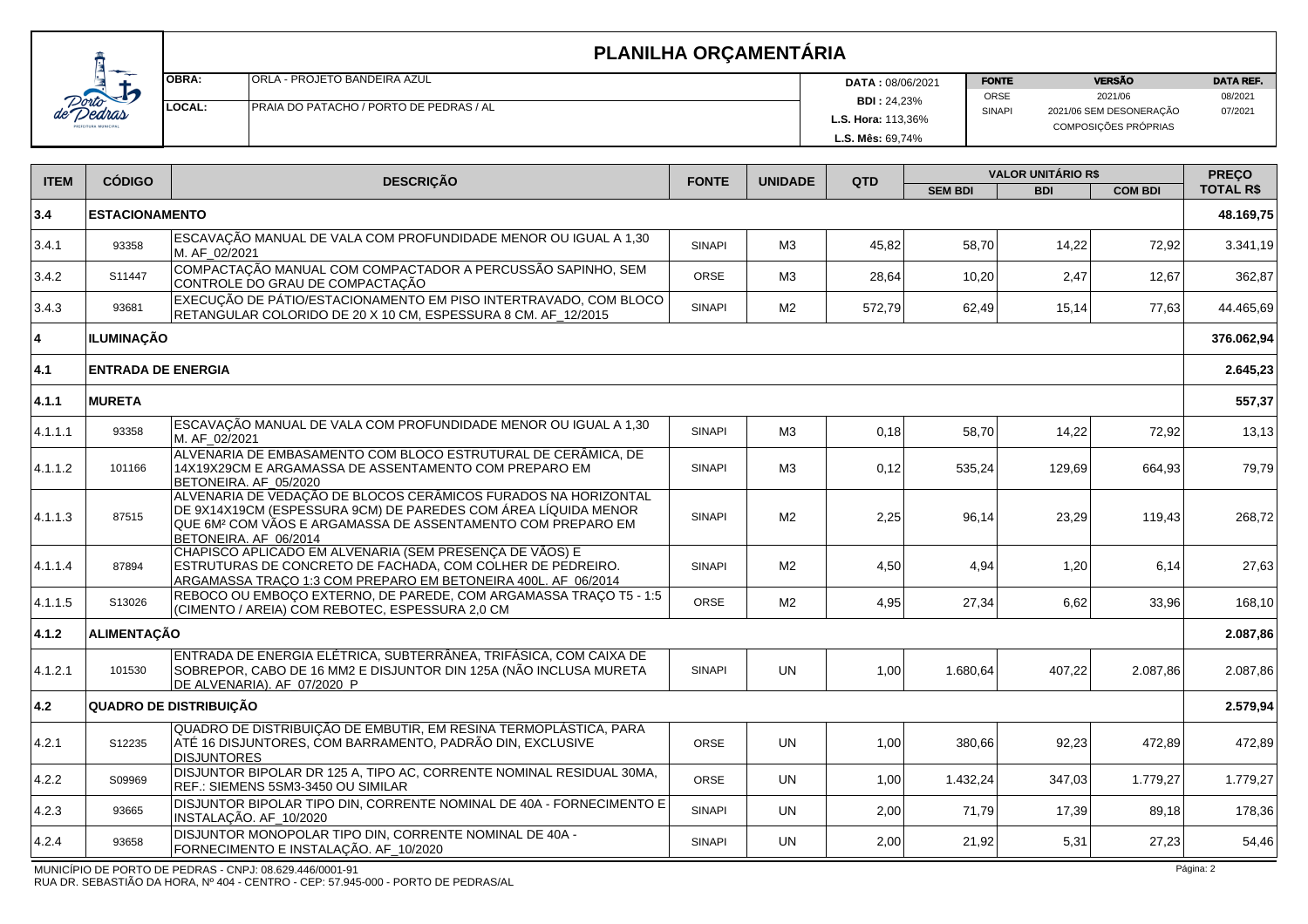# PLANILHA ORÇAMENTÁRIA

| | | | | | |
|---|---|---|---|---|---|
| **OBRA:** | ORLA - PROJETO BANDEIRA AZUL | **DATA :** 08/06/2021 | **FONTE** | **VERSÃO** | **DATA REF.** |
| | | **BDI :** 24,23% | ORSE | 2021/06 | 08/2021 |
| **LOCAL:** | PRAIA DO PATACHO / PORTO DE PEDRAS / AL | **L.S. Hora:** 113,36% | SINAPI | 2021/06 SEM DESONERAÇÃO | 07/2021 |
| | | **L.S. Mês:** 69,74% | | COMPOSIÇÕES PRÓPRIAS | |

| ITEM | CÓDIGO | DESCRIÇÃO | FONTE | UNIDADE | QTD | VALOR UNITÁRIO R$ | | | PREÇO TOTAL R$ |
|---|---|---|---|---|---|---|---|---|---|
| | | | | | | SEM BDI | BDI | COM BDI | |
| **3.4** | **ESTACIONAMENTO** | | | | | | | | **48.169,75** |
| 3.4.1 | 93358 | ESCAVAÇÃO MANUAL DE VALA COM PROFUNDIDADE MENOR OU IGUAL A 1,30 M. AF_02/2021 | SINAPI | M3 | 45,82 | 58,70 | 14,22 | 72,92 | 3.341,19 |
| 3.4.2 | S11447 | COMPACTAÇÃO MANUAL COM COMPACTADOR A PERCUSSÃO SAPINHO, SEM CONTROLE DO GRAU DE COMPACTAÇÃO | ORSE | M3 | 28,64 | 10,20 | 2,47 | 12,67 | 362,87 |
| 3.4.3 | 93681 | EXECUÇÃO DE PÁTIO/ESTACIONAMENTO EM PISO INTERTRAVADO, COM BLOCO RETANGULAR COLORIDO DE 20 X 10 CM, ESPESSURA 8 CM. AF_12/2015 | SINAPI | M2 | 572,79 | 62,49 | 15,14 | 77,63 | 44.465,69 |
| **4** | **ILUMINAÇÃO** | | | | | | | | **376.062,94** |
| **4.1** | **ENTRADA DE ENERGIA** | | | | | | | | **2.645,23** |
| **4.1.1** | **MURETA** | | | | | | | | **557,37** |
| 4.1.1.1 | 93358 | ESCAVAÇÃO MANUAL DE VALA COM PROFUNDIDADE MENOR OU IGUAL A 1,30 M. AF_02/2021 | SINAPI | M3 | 0,18 | 58,70 | 14,22 | 72,92 | 13,13 |
| 4.1.1.2 | 101166 | ALVENARIA DE EMBASAMENTO COM BLOCO ESTRUTURAL DE CERÂMICA, DE 14X19X29CM E ARGAMASSA DE ASSENTAMENTO COM PREPARO EM BETONEIRA. AF_05/2020 | SINAPI | M3 | 0,12 | 535,24 | 129,69 | 664,93 | 79,79 |
| 4.1.1.3 | 87515 | ALVENARIA DE VEDAÇÃO DE BLOCOS CERÂMICOS FURADOS NA HORIZONTAL DE 9X14X19CM (ESPESSURA 9CM) DE PAREDES COM ÁREA LÍQUIDA MENOR QUE 6M² COM VÃOS E ARGAMASSA DE ASSENTAMENTO COM PREPARO EM BETONEIRA. AF_06/2014 | SINAPI | M2 | 2,25 | 96,14 | 23,29 | 119,43 | 268,72 |
| 4.1.1.4 | 87894 | CHAPISCO APLICADO EM ALVENARIA (SEM PRESENÇA DE VÃOS) E ESTRUTURAS DE CONCRETO DE FACHADA, COM COLHER DE PEDREIRO. ARGAMASSA TRAÇO 1:3 COM PREPARO EM BETONEIRA 400L. AF_06/2014 | SINAPI | M2 | 4,50 | 4,94 | 1,20 | 6,14 | 27,63 |
| 4.1.1.5 | S13026 | REBOCO OU EMBOÇO EXTERNO, DE PAREDE, COM ARGAMASSA TRAÇO T5 - 1:5 (CIMENTO / AREIA) COM REBOTEC, ESPESSURA 2,0 CM | ORSE | M2 | 4,95 | 27,34 | 6,62 | 33,96 | 168,10 |
| **4.1.2** | **ALIMENTAÇÃO** | | | | | | | | **2.087,86** |
| 4.1.2.1 | 101530 | ENTRADA DE ENERGIA ELÉTRICA, SUBTERRÂNEA, TRIFÁSICA, COM CAIXA DE SOBREPOR, CABO DE 16 MM2 E DISJUNTOR DIN 125A (NÃO INCLUSA MURETA DE ALVENARIA). AF_07/2020_P | SINAPI | UN | 1,00 | 1.680,64 | 407,22 | 2.087,86 | 2.087,86 |
| **4.2** | **QUADRO DE DISTRIBUIÇÃO** | | | | | | | | **2.579,94** |
| 4.2.1 | S12235 | QUADRO DE DISTRIBUIÇÃO DE EMBUTIR, EM RESINA TERMOPLÁSTICA, PARA ATÉ 16 DISJUNTORES, COM BARRAMENTO, PADRÃO DIN, EXCLUSIVE DISJUNTORES | ORSE | UN | 1,00 | 380,66 | 92,23 | 472,89 | 472,89 |
| 4.2.2 | S09969 | DISJUNTOR BIPOLAR DR 125 A, TIPO AC, CORRENTE NOMINAL RESIDUAL 30MA, REF.: SIEMENS 5SM3-3450 OU SIMILAR | ORSE | UN | 1,00 | 1.432,24 | 347,03 | 1.779,27 | 1.779,27 |
| 4.2.3 | 93665 | DISJUNTOR BIPOLAR TIPO DIN, CORRENTE NOMINAL DE 40A - FORNECIMENTO E INSTALAÇÃO. AF_10/2020 | SINAPI | UN | 2,00 | 71,79 | 17,39 | 89,18 | 178,36 |
| 4.2.4 | 93658 | DISJUNTOR MONOPOLAR TIPO DIN, CORRENTE NOMINAL DE 40A - FORNECIMENTO E INSTALAÇÃO. AF_10/2020 | SINAPI | UN | 2,00 | 21,92 | 5,31 | 27,23 | 54,46 |

MUNICÍPIO DE PORTO DE PEDRAS - CNPJ: 08.629.446/0001-91
RUA DR. SEBASTIÃO DA HORA, Nº 404 - CENTRO - CEP: 57.945-000 - PORTO DE PEDRAS/AL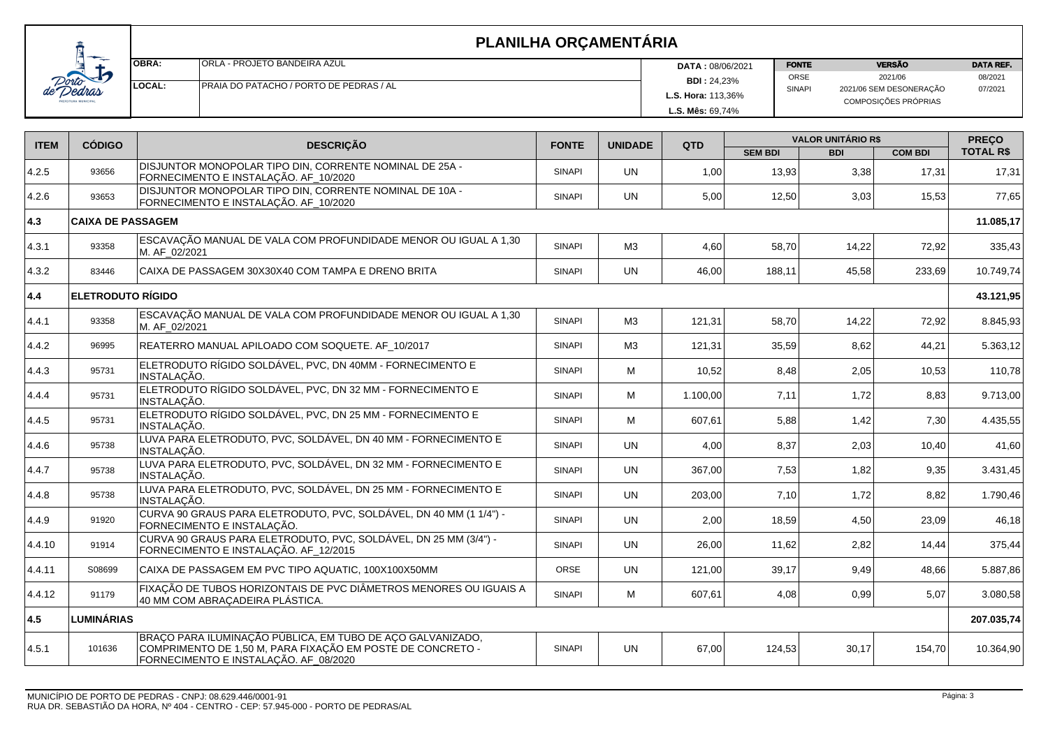# PLANILHA ORÇAMENTÁRIA

| OBRA: | ORLA - PROJETO BANDEIRA AZUL | DATA : 08/06/2021 | FONTE | VERSÃO | DATA REF. |
|---|---|---|---|---|---|
| LOCAL: | PRAIA DO PATACHO / PORTO DE PEDRAS / AL | BDI : 24,23% | ORSE | 2021/06 | 08/2021 |
| | | L.S. Hora: 113,36% | SINAPI | 2021/06 SEM DESONERAÇÃO | 07/2021 |
| | | L.S. Mês: 69,74% | | COMPOSIÇÕES PRÓPRIAS | |

| ITEM | CÓDIGO | DESCRIÇÃO | FONTE | UNIDADE | QTD | VALOR UNITÁRIO R$ | | | PREÇO TOTAL R$ |
|---|---|---|---|---|---|---|---|---|---|
| | | | | | | SEM BDI | BDI | COM BDI | |
| 4.2.5 | 93656 | DISJUNTOR MONOPOLAR TIPO DIN, CORRENTE NOMINAL DE 25A - FORNECIMENTO E INSTALAÇÃO. AF_10/2020 | SINAPI | UN | 1,00 | 13,93 | 3,38 | 17,31 | 17,31 |
| 4.2.6 | 93653 | DISJUNTOR MONOPOLAR TIPO DIN, CORRENTE NOMINAL DE 10A - FORNECIMENTO E INSTALAÇÃO. AF_10/2020 | SINAPI | UN | 5,00 | 12,50 | 3,03 | 15,53 | 77,65 |
| **4.3** | **CAIXA DE PASSAGEM** | | | | | | | | **11.085,17** |
| 4.3.1 | 93358 | ESCAVAÇÃO MANUAL DE VALA COM PROFUNDIDADE MENOR OU IGUAL A 1,30 M. AF_02/2021 | SINAPI | M3 | 4,60 | 58,70 | 14,22 | 72,92 | 335,43 |
| 4.3.2 | 83446 | CAIXA DE PASSAGEM 30X30X40 COM TAMPA E DRENO BRITA | SINAPI | UN | 46,00 | 188,11 | 45,58 | 233,69 | 10.749,74 |
| **4.4** | **ELETRODUTO RÍGIDO** | | | | | | | | **43.121,95** |
| 4.4.1 | 93358 | ESCAVAÇÃO MANUAL DE VALA COM PROFUNDIDADE MENOR OU IGUAL A 1,30 M. AF_02/2021 | SINAPI | M3 | 121,31 | 58,70 | 14,22 | 72,92 | 8.845,93 |
| 4.4.2 | 96995 | REATERRO MANUAL APILOADO COM SOQUETE. AF_10/2017 | SINAPI | M3 | 121,31 | 35,59 | 8,62 | 44,21 | 5.363,12 |
| 4.4.3 | 95731 | ELETRODUTO RÍGIDO SOLDÁVEL, PVC, DN 40MM - FORNECIMENTO E INSTALAÇÃO. | SINAPI | M | 10,52 | 8,48 | 2,05 | 10,53 | 110,78 |
| 4.4.4 | 95731 | ELETRODUTO RÍGIDO SOLDÁVEL, PVC, DN 32 MM - FORNECIMENTO E INSTALAÇÃO. | SINAPI | M | 1.100,00 | 7,11 | 1,72 | 8,83 | 9.713,00 |
| 4.4.5 | 95731 | ELETRODUTO RÍGIDO SOLDÁVEL, PVC, DN 25 MM - FORNECIMENTO E INSTALAÇÃO. | SINAPI | M | 607,61 | 5,88 | 1,42 | 7,30 | 4.435,55 |
| 4.4.6 | 95738 | LUVA PARA ELETRODUTO, PVC, SOLDÁVEL, DN 40 MM - FORNECIMENTO E INSTALAÇÃO. | SINAPI | UN | 4,00 | 8,37 | 2,03 | 10,40 | 41,60 |
| 4.4.7 | 95738 | LUVA PARA ELETRODUTO, PVC, SOLDÁVEL, DN 32 MM - FORNECIMENTO E INSTALAÇÃO. | SINAPI | UN | 367,00 | 7,53 | 1,82 | 9,35 | 3.431,45 |
| 4.4.8 | 95738 | LUVA PARA ELETRODUTO, PVC, SOLDÁVEL, DN 25 MM - FORNECIMENTO E INSTALAÇÃO. | SINAPI | UN | 203,00 | 7,10 | 1,72 | 8,82 | 1.790,46 |
| 4.4.9 | 91920 | CURVA 90 GRAUS PARA ELETRODUTO, PVC, SOLDÁVEL, DN 40 MM (1 1/4") - FORNECIMENTO E INSTALAÇÃO. | SINAPI | UN | 2,00 | 18,59 | 4,50 | 23,09 | 46,18 |
| 4.4.10 | 91914 | CURVA 90 GRAUS PARA ELETRODUTO, PVC, SOLDÁVEL, DN 25 MM (3/4") - FORNECIMENTO E INSTALAÇÃO. AF_12/2015 | SINAPI | UN | 26,00 | 11,62 | 2,82 | 14,44 | 375,44 |
| 4.4.11 | S08699 | CAIXA DE PASSAGEM EM PVC TIPO AQUATIC, 100X100X50MM | ORSE | UN | 121,00 | 39,17 | 9,49 | 48,66 | 5.887,86 |
| 4.4.12 | 91179 | FIXAÇÃO DE TUBOS HORIZONTAIS DE PVC DIÂMETROS MENORES OU IGUAIS A 40 MM COM ABRAÇADEIRA PLÁSTICA. | SINAPI | M | 607,61 | 4,08 | 0,99 | 5,07 | 3.080,58 |
| **4.5** | **LUMINÁRIAS** | | | | | | | | **207.035,74** |
| 4.5.1 | 101636 | BRAÇO PARA ILUMINAÇÃO PÚBLICA, EM TUBO DE AÇO GALVANIZADO, COMPRIMENTO DE 1,50 M, PARA FIXAÇÃO EM POSTE DE CONCRETO - FORNECIMENTO E INSTALAÇÃO. AF_08/2020 | SINAPI | UN | 67,00 | 124,53 | 30,17 | 154,70 | 10.364,90 |

MUNICÍPIO DE PORTO DE PEDRAS - CNPJ: 08.629.446/0001-91
RUA DR. SEBASTIÃO DA HORA, Nº 404 - CENTRO - CEP: 57.945-000 - PORTO DE PEDRAS/AL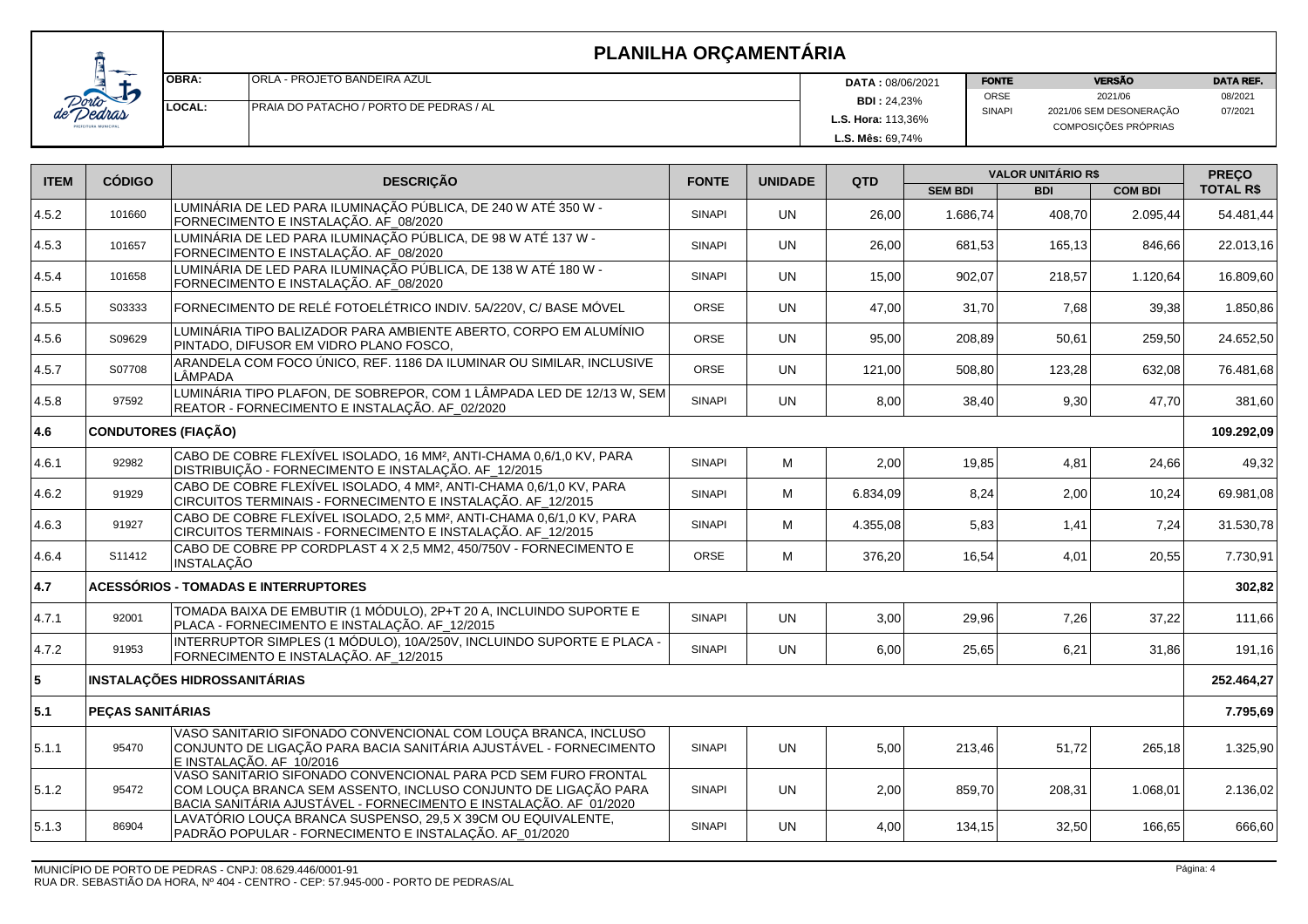# PLANILHA ORÇAMENTÁRIA

| | | | | | |
|---|---|---|---|---|---|
| **OBRA:** | ORLA - PROJETO BANDEIRA AZUL | **DATA :** 08/06/2021 | **FONTE** | **VERSÃO** | **DATA REF.** |
| | | **BDI :** 24,23% | ORSE | 2021/06 | 08/2021 |
| **LOCAL:** | PRAIA DO PATACHO / PORTO DE PEDRAS / AL | **L.S. Hora:** 113,36% | SINAPI | 2021/06 SEM DESONERAÇÃO | 07/2021 |
| | | **L.S. Mês:** 69,74% | | COMPOSIÇÕES PRÓPRIAS | |

| ITEM | CÓDIGO | DESCRIÇÃO | FONTE | UNIDADE | QTD | VALOR UNITÁRIO R$ | | | PREÇO TOTAL R$ |
|---|---|---|---|---|---|---|---|---|---|
| | | | | | | SEM BDI | BDI | COM BDI | |
| 4.5.2 | 101660 | LUMINÁRIA DE LED PARA ILUMINAÇÃO PÚBLICA, DE 240 W ATÉ 350 W - FORNECIMENTO E INSTALAÇÃO. AF_08/2020 | SINAPI | UN | 26,00 | 1.686,74 | 408,70 | 2.095,44 | 54.481,44 |
| 4.5.3 | 101657 | LUMINÁRIA DE LED PARA ILUMINAÇÃO PÚBLICA, DE 98 W ATÉ 137 W - FORNECIMENTO E INSTALAÇÃO. AF_08/2020 | SINAPI | UN | 26,00 | 681,53 | 165,13 | 846,66 | 22.013,16 |
| 4.5.4 | 101658 | LUMINÁRIA DE LED PARA ILUMINAÇÃO PÚBLICA, DE 138 W ATÉ 180 W - FORNECIMENTO E INSTALAÇÃO. AF_08/2020 | SINAPI | UN | 15,00 | 902,07 | 218,57 | 1.120,64 | 16.809,60 |
| 4.5.5 | S03333 | FORNECIMENTO DE RELÉ FOTOELÉTRICO INDIV. 5A/220V, C/ BASE MÓVEL | ORSE | UN | 47,00 | 31,70 | 7,68 | 39,38 | 1.850,86 |
| 4.5.6 | S09629 | LUMINÁRIA TIPO BALIZADOR PARA AMBIENTE ABERTO, CORPO EM ALUMÍNIO PINTADO, DIFUSOR EM VIDRO PLANO FOSCO, | ORSE | UN | 95,00 | 208,89 | 50,61 | 259,50 | 24.652,50 |
| 4.5.7 | S07708 | ARANDELA COM FOCO ÚNICO, REF. 1186 DA ILUMINAR OU SIMILAR, INCLUSIVE LÂMPADA | ORSE | UN | 121,00 | 508,80 | 123,28 | 632,08 | 76.481,68 |
| 4.5.8 | 97592 | LUMINÁRIA TIPO PLAFON, DE SOBREPOR, COM 1 LÂMPADA LED DE 12/13 W, SEM REATOR - FORNECIMENTO E INSTALAÇÃO. AF_02/2020 | SINAPI | UN | 8,00 | 38,40 | 9,30 | 47,70 | 381,60 |
| **4.6** | **CONDUTORES (FIAÇÃO)** | | | | | | | | **109.292,09** |
| 4.6.1 | 92982 | CABO DE COBRE FLEXÍVEL ISOLADO, 16 MM², ANTI-CHAMA 0,6/1,0 KV, PARA DISTRIBUIÇÃO - FORNECIMENTO E INSTALAÇÃO. AF_12/2015 | SINAPI | M | 2,00 | 19,85 | 4,81 | 24,66 | 49,32 |
| 4.6.2 | 91929 | CABO DE COBRE FLEXÍVEL ISOLADO, 4 MM², ANTI-CHAMA 0,6/1,0 KV, PARA CIRCUITOS TERMINAIS - FORNECIMENTO E INSTALAÇÃO. AF_12/2015 | SINAPI | M | 6.834,09 | 8,24 | 2,00 | 10,24 | 69.981,08 |
| 4.6.3 | 91927 | CABO DE COBRE FLEXÍVEL ISOLADO, 2,5 MM², ANTI-CHAMA 0,6/1,0 KV, PARA CIRCUITOS TERMINAIS - FORNECIMENTO E INSTALAÇÃO. AF_12/2015 | SINAPI | M | 4.355,08 | 5,83 | 1,41 | 7,24 | 31.530,78 |
| 4.6.4 | S11412 | CABO DE COBRE PP CORDPLAST 4 X 2,5 MM2, 450/750V - FORNECIMENTO E INSTALAÇÃO | ORSE | M | 376,20 | 16,54 | 4,01 | 20,55 | 7.730,91 |
| **4.7** | **ACESSÓRIOS - TOMADAS E INTERRUPTORES** | | | | | | | | **302,82** |
| 4.7.1 | 92001 | TOMADA BAIXA DE EMBUTIR (1 MÓDULO), 2P+T 20 A, INCLUINDO SUPORTE E PLACA - FORNECIMENTO E INSTALAÇÃO. AF_12/2015 | SINAPI | UN | 3,00 | 29,96 | 7,26 | 37,22 | 111,66 |
| 4.7.2 | 91953 | INTERRUPTOR SIMPLES (1 MÓDULO), 10A/250V, INCLUINDO SUPORTE E PLACA - FORNECIMENTO E INSTALAÇÃO. AF_12/2015 | SINAPI | UN | 6,00 | 25,65 | 6,21 | 31,86 | 191,16 |
| **5** | **INSTALAÇÕES HIDROSSANITÁRIAS** | | | | | | | | **252.464,27** |
| **5.1** | **PEÇAS SANITÁRIAS** | | | | | | | | **7.795,69** |
| 5.1.1 | 95470 | VASO SANITARIO SIFONADO CONVENCIONAL COM LOUÇA BRANCA, INCLUSO CONJUNTO DE LIGAÇÃO PARA BACIA SANITÁRIA AJUSTÁVEL - FORNECIMENTO E INSTALAÇÃO. AF_10/2016 | SINAPI | UN | 5,00 | 213,46 | 51,72 | 265,18 | 1.325,90 |
| 5.1.2 | 95472 | VASO SANITARIO SIFONADO CONVENCIONAL PARA PCD SEM FURO FRONTAL COM LOUÇA BRANCA SEM ASSENTO, INCLUSO CONJUNTO DE LIGAÇÃO PARA BACIA SANITÁRIA AJUSTÁVEL - FORNECIMENTO E INSTALAÇÃO. AF_01/2020 | SINAPI | UN | 2,00 | 859,70 | 208,31 | 1.068,01 | 2.136,02 |
| 5.1.3 | 86904 | LAVATÓRIO LOUÇA BRANCA SUSPENSO, 29,5 X 39CM OU EQUIVALENTE, PADRÃO POPULAR - FORNECIMENTO E INSTALAÇÃO. AF_01/2020 | SINAPI | UN | 4,00 | 134,15 | 32,50 | 166,65 | 666,60 |

MUNICÍPIO DE PORTO DE PEDRAS - CNPJ: 08.629.446/0001-91
RUA DR. SEBASTIÃO DA HORA, Nº 404 - CENTRO - CEP: 57.945-000 - PORTO DE PEDRAS/AL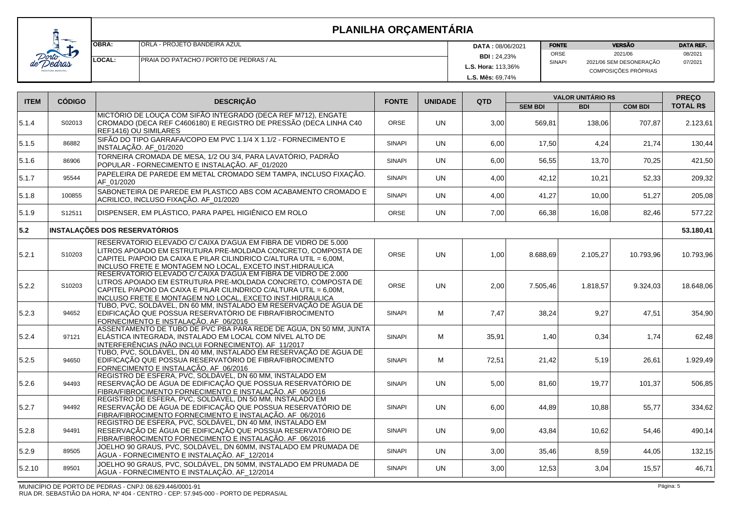# PLANILHA ORÇAMENTÁRIA

| | | | | | |
|---|---|---|---|---|---|
| **OBRA:** | ORLA - PROJETO BANDEIRA AZUL | **DATA :** 08/06/2021 | **FONTE** | **VERSÃO** | **DATA REF.** |
| | | **BDI :** 24,23% | ORSE | 2021/06 | 08/2021 |
| **LOCAL:** | PRAIA DO PATACHO / PORTO DE PEDRAS / AL | **L.S. Hora:** 113,36% | SINAPI | 2021/06 SEM DESONERAÇÃO | 07/2021 |
| | | **L.S. Mês:** 69,74% | | COMPOSIÇÕES PRÓPRIAS | |

| ITEM | CÓDIGO | DESCRIÇÃO | FONTE | UNIDADE | QTD | VALOR UNITÁRIO R$ SEM BDI | VALOR UNITÁRIO R$ BDI | VALOR UNITÁRIO R$ COM BDI | PREÇO TOTAL R$ |
|---|---|---|---|---|---|---|---|---|---|
| 5.1.4 | S02013 | MICTÓRIO DE LOUÇA COM SIFÃO INTEGRADO (DECA REF M712), ENGATE CROMADO (DECA REF C4606180) E REGISTRO DE PRESSÃO (DECA LINHA C40 REF1416) OU SIMILARES | ORSE | UN | 3,00 | 569,81 | 138,06 | 707,87 | 2.123,61 |
| 5.1.5 | 86882 | SIFÃO DO TIPO GARRAFA/COPO EM PVC 1.1/4 X 1.1/2 - FORNECIMENTO E INSTALAÇÃO. AF_01/2020 | SINAPI | UN | 6,00 | 17,50 | 4,24 | 21,74 | 130,44 |
| 5.1.6 | 86906 | TORNEIRA CROMADA DE MESA, 1/2 OU 3/4, PARA LAVATÓRIO, PADRÃO POPULAR - FORNECIMENTO E INSTALAÇÃO. AF_01/2020 | SINAPI | UN | 6,00 | 56,55 | 13,70 | 70,25 | 421,50 |
| 5.1.7 | 95544 | PAPELEIRA DE PAREDE EM METAL CROMADO SEM TAMPA, INCLUSO FIXAÇÃO. AF_01/2020 | SINAPI | UN | 4,00 | 42,12 | 10,21 | 52,33 | 209,32 |
| 5.1.8 | 100855 | SABONETEIRA DE PAREDE EM PLASTICO ABS COM ACABAMENTO CROMADO E ACRILICO, INCLUSO FIXAÇÃO. AF_01/2020 | SINAPI | UN | 4,00 | 41,27 | 10,00 | 51,27 | 205,08 |
| 5.1.9 | S12511 | DISPENSER, EM PLÁSTICO, PARA PAPEL HIGIÊNICO EM ROLO | ORSE | UN | 7,00 | 66,38 | 16,08 | 82,46 | 577,22 |
| **5.2** | | **INSTALAÇÕES DOS RESERVATÓRIOS** | | | | | | | **53.180,41** |
| 5.2.1 | S10203 | RESERVATORIO ELEVADO C/ CAIXA D'AGUA EM FIBRA DE VIDRO DE 5.000 LITROS APOIADO EM ESTRUTURA PRE-MOLDADA CONCRETO, COMPOSTA DE CAPITEL P/APOIO DA CAIXA E PILAR CILINDRICO C/ALTURA UTIL = 6,00M, INCLUSO FRETE E MONTAGEM NO LOCAL, EXCETO INST.HIDRAULICA | ORSE | UN | 1,00 | 8.688,69 | 2.105,27 | 10.793,96 | 10.793,96 |
| 5.2.2 | S10203 | RESERVATORIO ELEVADO C/ CAIXA D'AGUA EM FIBRA DE VIDRO DE 2.000 LITROS APOIADO EM ESTRUTURA PRE-MOLDADA CONCRETO, COMPOSTA DE CAPITEL P/APOIO DA CAIXA E PILAR CILINDRICO C/ALTURA UTIL = 6,00M, INCLUSO FRETE E MONTAGEM NO LOCAL, EXCETO INST.HIDRAULICA | ORSE | UN | 2,00 | 7.505,46 | 1.818,57 | 9.324,03 | 18.648,06 |
| 5.2.3 | 94652 | TUBO, PVC, SOLDÁVEL, DN 60 MM, INSTALADO EM RESERVAÇÃO DE ÁGUA DE EDIFICAÇÃO QUE POSSUA RESERVATÓRIO DE FIBRA/FIBROCIMENTO FORNECIMENTO E INSTALAÇÃO. AF_06/2016 | SINAPI | M | 7,47 | 38,24 | 9,27 | 47,51 | 354,90 |
| 5.2.4 | 97121 | ASSENTAMENTO DE TUBO DE PVC PBA PARA REDE DE ÁGUA, DN 50 MM, JUNTA ELÁSTICA INTEGRADA, INSTALADO EM LOCAL COM NÍVEL ALTO DE INTERFERÊNCIAS (NÃO INCLUI FORNECIMENTO). AF_11/2017 | SINAPI | M | 35,91 | 1,40 | 0,34 | 1,74 | 62,48 |
| 5.2.5 | 94650 | TUBO, PVC, SOLDÁVEL, DN 40 MM, INSTALADO EM RESERVAÇÃO DE ÁGUA DE EDIFICAÇÃO QUE POSSUA RESERVATÓRIO DE FIBRA/FIBROCIMENTO FORNECIMENTO E INSTALAÇÃO. AF_06/2016 | SINAPI | M | 72,51 | 21,42 | 5,19 | 26,61 | 1.929,49 |
| 5.2.6 | 94493 | REGISTRO DE ESFERA, PVC, SOLDÁVEL, DN 60 MM, INSTALADO EM RESERVAÇÃO DE ÁGUA DE EDIFICAÇÃO QUE POSSUA RESERVATÓRIO DE FIBRA/FIBROCIMENTO FORNECIMENTO E INSTALAÇÃO. AF_06/2016 | SINAPI | UN | 5,00 | 81,60 | 19,77 | 101,37 | 506,85 |
| 5.2.7 | 94492 | REGISTRO DE ESFERA, PVC, SOLDÁVEL, DN 50 MM, INSTALADO EM RESERVAÇÃO DE ÁGUA DE EDIFICAÇÃO QUE POSSUA RESERVATÓRIO DE FIBRA/FIBROCIMENTO FORNECIMENTO E INSTALAÇÃO. AF_06/2016 | SINAPI | UN | 6,00 | 44,89 | 10,88 | 55,77 | 334,62 |
| 5.2.8 | 94491 | REGISTRO DE ESFERA, PVC, SOLDÁVEL, DN 40 MM, INSTALADO EM RESERVAÇÃO DE ÁGUA DE EDIFICAÇÃO QUE POSSUA RESERVATÓRIO DE FIBRA/FIBROCIMENTO FORNECIMENTO E INSTALAÇÃO. AF_06/2016 | SINAPI | UN | 9,00 | 43,84 | 10,62 | 54,46 | 490,14 |
| 5.2.9 | 89505 | JOELHO 90 GRAUS, PVC, SOLDÁVEL, DN 60MM, INSTALADO EM PRUMADA DE ÁGUA - FORNECIMENTO E INSTALAÇÃO. AF_12/2014 | SINAPI | UN | 3,00 | 35,46 | 8,59 | 44,05 | 132,15 |
| 5.2.10 | 89501 | JOELHO 90 GRAUS, PVC, SOLDÁVEL, DN 50MM, INSTALADO EM PRUMADA DE ÁGUA - FORNECIMENTO E INSTALAÇÃO. AF_12/2014 | SINAPI | UN | 3,00 | 12,53 | 3,04 | 15,57 | 46,71 |

MUNICÍPIO DE PORTO DE PEDRAS - CNPJ: 08.629.446/0001-91
RUA DR. SEBASTIÃO DA HORA, Nº 404 - CENTRO - CEP: 57.945-000 - PORTO DE PEDRAS/AL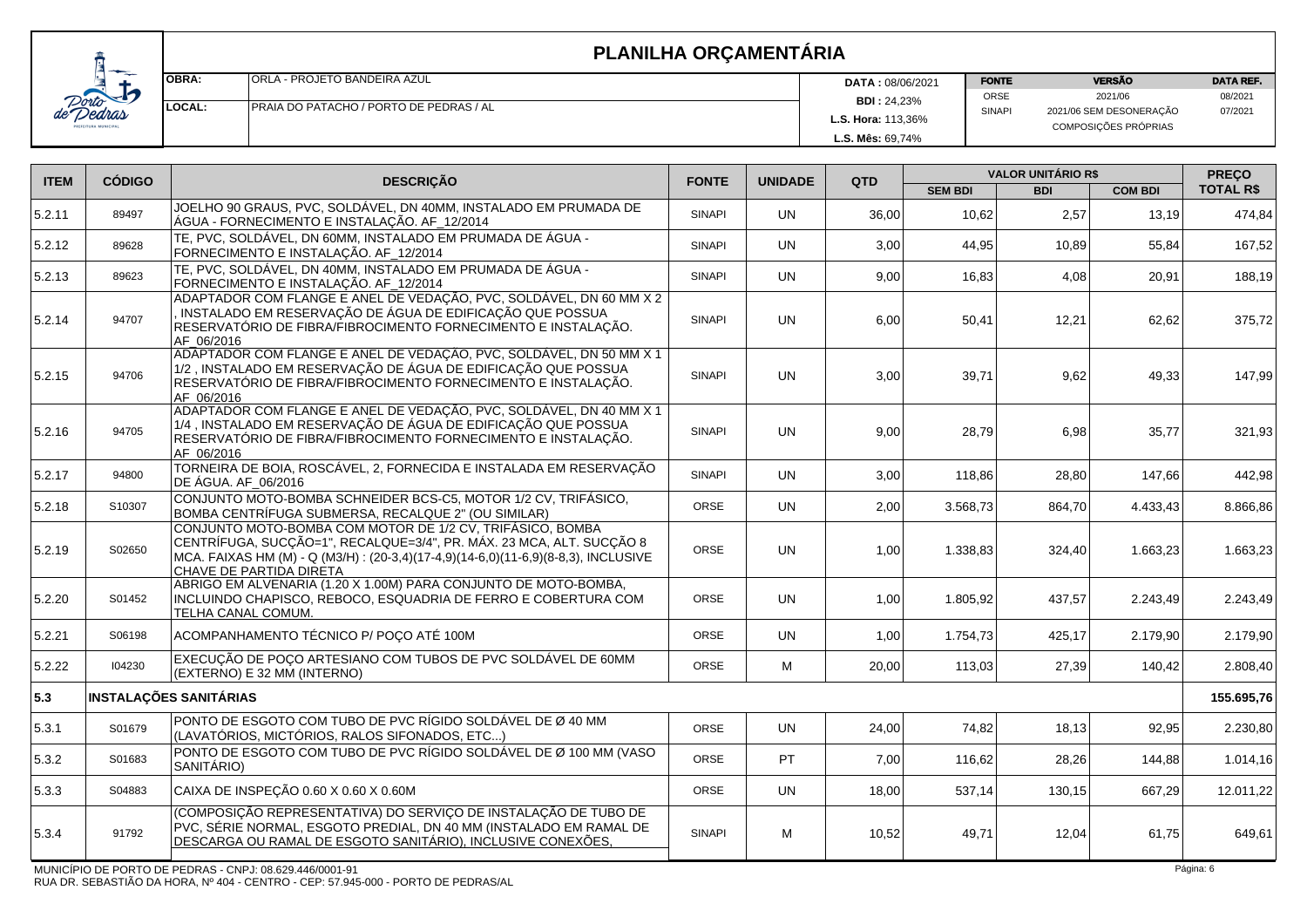# PLANILHA ORÇAMENTÁRIA

| OBRA: | ORLA - PROJETO BANDEIRA AZUL | DATA : 08/06/2021 | FONTE | VERSÃO | DATA REF. |
|---|---|---|---|---|---|
| LOCAL: | PRAIA DO PATACHO / PORTO DE PEDRAS / AL | BDI : 24,23% | ORSE | 2021/06 | 08/2021 |
| | | L.S. Hora: 113,36% | SINAPI | 2021/06 SEM DESONERAÇÃO | 07/2021 |
| | | L.S. Mês: 69,74% | | COMPOSIÇÕES PRÓPRIAS | |

| ITEM | CÓDIGO | DESCRIÇÃO | FONTE | UNIDADE | QTD | VALOR UNITÁRIO R$ | | | PREÇO TOTAL R$ |
|---|---|---|---|---|---|---|---|---|---|
| | | | | | | SEM BDI | BDI | COM BDI | |
| 5.2.11 | 89497 | JOELHO 90 GRAUS, PVC, SOLDÁVEL, DN 40MM, INSTALADO EM PRUMADA DE ÁGUA - FORNECIMENTO E INSTALAÇÃO. AF_12/2014 | SINAPI | UN | 36,00 | 10,62 | 2,57 | 13,19 | 474,84 |
| 5.2.12 | 89628 | TE, PVC, SOLDÁVEL, DN 60MM, INSTALADO EM PRUMADA DE ÁGUA - FORNECIMENTO E INSTALAÇÃO. AF_12/2014 | SINAPI | UN | 3,00 | 44,95 | 10,89 | 55,84 | 167,52 |
| 5.2.13 | 89623 | TE, PVC, SOLDÁVEL, DN 40MM, INSTALADO EM PRUMADA DE ÁGUA - FORNECIMENTO E INSTALAÇÃO. AF_12/2014 | SINAPI | UN | 9,00 | 16,83 | 4,08 | 20,91 | 188,19 |
| 5.2.14 | 94707 | ADAPTADOR COM FLANGE E ANEL DE VEDAÇÃO, PVC, SOLDÁVEL, DN 60 MM X 2 , INSTALADO EM RESERVAÇÃO DE ÁGUA DE EDIFICAÇÃO QUE POSSUA RESERVATÓRIO DE FIBRA/FIBROCIMENTO FORNECIMENTO E INSTALAÇÃO. AF_06/2016 | SINAPI | UN | 6,00 | 50,41 | 12,21 | 62,62 | 375,72 |
| 5.2.15 | 94706 | ADAPTADOR COM FLANGE E ANEL DE VEDAÇÃO, PVC, SOLDÁVEL, DN 50 MM X 1 1/2 , INSTALADO EM RESERVAÇÃO DE ÁGUA DE EDIFICAÇÃO QUE POSSUA RESERVATÓRIO DE FIBRA/FIBROCIMENTO FORNECIMENTO E INSTALAÇÃO. AF_06/2016 | SINAPI | UN | 3,00 | 39,71 | 9,62 | 49,33 | 147,99 |
| 5.2.16 | 94705 | ADAPTADOR COM FLANGE E ANEL DE VEDAÇÃO, PVC, SOLDÁVEL, DN 40 MM X 1 1/4 , INSTALADO EM RESERVAÇÃO DE ÁGUA DE EDIFICAÇÃO QUE POSSUA RESERVATÓRIO DE FIBRA/FIBROCIMENTO FORNECIMENTO E INSTALAÇÃO. AF_06/2016 | SINAPI | UN | 9,00 | 28,79 | 6,98 | 35,77 | 321,93 |
| 5.2.17 | 94800 | TORNEIRA DE BOIA, ROSCÁVEL, 2, FORNECIDA E INSTALADA EM RESERVAÇÃO DE ÁGUA. AF_06/2016 | SINAPI | UN | 3,00 | 118,86 | 28,80 | 147,66 | 442,98 |
| 5.2.18 | S10307 | CONJUNTO MOTO-BOMBA SCHNEIDER BCS-C5, MOTOR 1/2 CV, TRIFÁSICO, BOMBA CENTRÍFUGA SUBMERSA, RECALQUE 2" (OU SIMILAR) | ORSE | UN | 2,00 | 3.568,73 | 864,70 | 4.433,43 | 8.866,86 |
| 5.2.19 | S02650 | CONJUNTO MOTO-BOMBA COM MOTOR DE 1/2 CV, TRIFÁSICO, BOMBA CENTRÍFUGA, SUCÇÃO=1", RECALQUE=3/4", PR. MÁX. 23 MCA, ALT. SUCÇÃO 8 MCA. FAIXAS HM (M) - Q (M3/H) : (20-3,4)(17-4,9)(14-6,0)(11-6,9)(8-8,3), INCLUSIVE CHAVE DE PARTIDA DIRETA | ORSE | UN | 1,00 | 1.338,83 | 324,40 | 1.663,23 | 1.663,23 |
| 5.2.20 | S01452 | ABRIGO EM ALVENARIA (1.20 X 1.00M) PARA CONJUNTO DE MOTO-BOMBA, INCLUINDO CHAPISCO, REBOCO, ESQUADRIA DE FERRO E COBERTURA COM TELHA CANAL COMUM. | ORSE | UN | 1,00 | 1.805,92 | 437,57 | 2.243,49 | 2.243,49 |
| 5.2.21 | S06198 | ACOMPANHAMENTO TÉCNICO P/ POÇO ATÉ 100M | ORSE | UN | 1,00 | 1.754,73 | 425,17 | 2.179,90 | 2.179,90 |
| 5.2.22 | I04230 | EXECUÇÃO DE POÇO ARTESIANO COM TUBOS DE PVC SOLDÁVEL DE 60MM (EXTERNO) E 32 MM (INTERNO) | ORSE | M | 20,00 | 113,03 | 27,39 | 140,42 | 2.808,40 |
| **5.3** | **INSTALAÇÕES SANITÁRIAS** | | | | | | | | **155.695,76** |
| 5.3.1 | S01679 | PONTO DE ESGOTO COM TUBO DE PVC RÍGIDO SOLDÁVEL DE Ø 40 MM (LAVATÓRIOS, MICTÓRIOS, RALOS SIFONADOS, ETC...) | ORSE | UN | 24,00 | 74,82 | 18,13 | 92,95 | 2.230,80 |
| 5.3.2 | S01683 | PONTO DE ESGOTO COM TUBO DE PVC RÍGIDO SOLDÁVEL DE Ø 100 MM (VASO SANITÁRIO) | ORSE | PT | 7,00 | 116,62 | 28,26 | 144,88 | 1.014,16 |
| 5.3.3 | S04883 | CAIXA DE INSPEÇÃO 0.60 X 0.60 X 0.60M | ORSE | UN | 18,00 | 537,14 | 130,15 | 667,29 | 12.011,22 |
| 5.3.4 | 91792 | (COMPOSIÇÃO REPRESENTATIVA) DO SERVIÇO DE INSTALAÇÃO DE TUBO DE PVC, SÉRIE NORMAL, ESGOTO PREDIAL, DN 40 MM (INSTALADO EM RAMAL DE DESCARGA OU RAMAL DE ESGOTO SANITÁRIO), INCLUSIVE CONEXÕES, | SINAPI | M | 10,52 | 49,71 | 12,04 | 61,75 | 649,61 |

MUNICÍPIO DE PORTO DE PEDRAS - CNPJ: 08.629.446/0001-91
RUA DR. SEBASTIÃO DA HORA, Nº 404 - CENTRO - CEP: 57.945-000 - PORTO DE PEDRAS/AL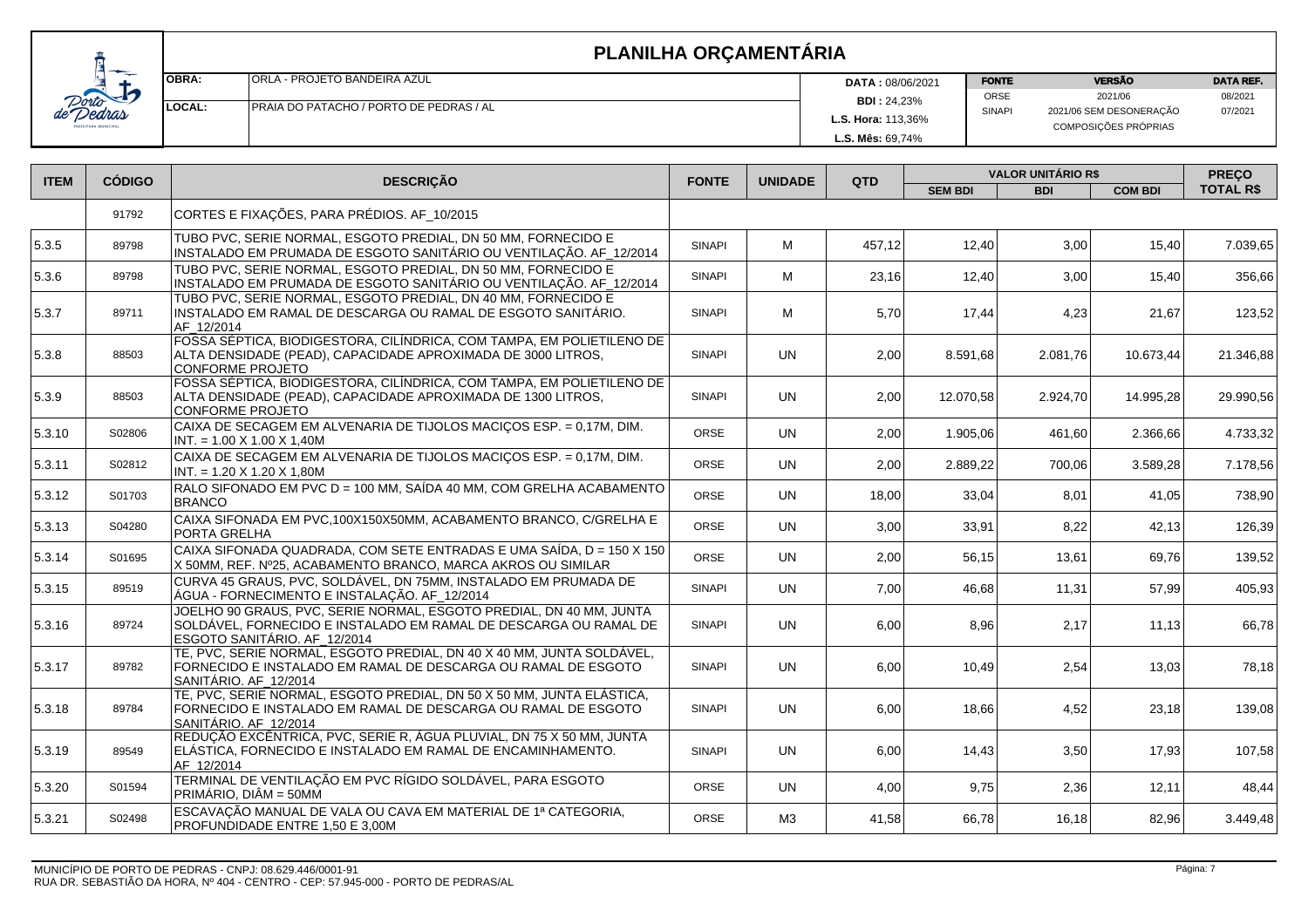# PLANILHA ORÇAMENTÁRIA

| | | | | | |
|---|---|---|---|---|---|
| **OBRA:** | ORLA - PROJETO BANDEIRA AZUL | **DATA :** 08/06/2021 | **FONTE** | **VERSÃO** | **DATA REF.** |
| | | **BDI :** 24,23% | ORSE | 2021/06 | 08/2021 |
| **LOCAL:** | PRAIA DO PATACHO / PORTO DE PEDRAS / AL | **L.S. Hora:** 113,36% | SINAPI | 2021/06 SEM DESONERAÇÃO | 07/2021 |
| | | **L.S. Mês:** 69,74% | | COMPOSIÇÕES PRÓPRIAS | |

| ITEM | CÓDIGO | DESCRIÇÃO | FONTE | UNIDADE | QTD | VALOR UNITÁRIO R$ | | | PREÇO TOTAL R$ |
|---|---|---|---|---|---|---|---|---|---|
| | | | | | | SEM BDI | BDI | COM BDI | |
| | 91792 | CORTES E FIXAÇÕES, PARA PRÉDIOS. AF_10/2015 | | | | | | | |
| 5.3.5 | 89798 | TUBO PVC, SERIE NORMAL, ESGOTO PREDIAL, DN 50 MM, FORNECIDO E INSTALADO EM PRUMADA DE ESGOTO SANITÁRIO OU VENTILAÇÃO. AF_12/2014 | SINAPI | M | 457,12 | 12,40 | 3,00 | 15,40 | 7.039,65 |
| 5.3.6 | 89798 | TUBO PVC, SERIE NORMAL, ESGOTO PREDIAL, DN 50 MM, FORNECIDO E INSTALADO EM PRUMADA DE ESGOTO SANITÁRIO OU VENTILAÇÃO. AF_12/2014 | SINAPI | M | 23,16 | 12,40 | 3,00 | 15,40 | 356,66 |
| 5.3.7 | 89711 | TUBO PVC, SERIE NORMAL, ESGOTO PREDIAL, DN 40 MM, FORNECIDO E INSTALADO EM RAMAL DE DESCARGA OU RAMAL DE ESGOTO SANITÁRIO. AF_12/2014 | SINAPI | M | 5,70 | 17,44 | 4,23 | 21,67 | 123,52 |
| 5.3.8 | 88503 | FOSSA SÉPTICA, BIODIGESTORA, CILÍNDRICA, COM TAMPA, EM POLIETILENO DE ALTA DENSIDADE (PEAD), CAPACIDADE APROXIMADA DE 3000 LITROS, CONFORME PROJETO | SINAPI | UN | 2,00 | 8.591,68 | 2.081,76 | 10.673,44 | 21.346,88 |
| 5.3.9 | 88503 | FOSSA SÉPTICA, BIODIGESTORA, CILÍNDRICA, COM TAMPA, EM POLIETILENO DE ALTA DENSIDADE (PEAD), CAPACIDADE APROXIMADA DE 1300 LITROS, CONFORME PROJETO | SINAPI | UN | 2,00 | 12.070,58 | 2.924,70 | 14.995,28 | 29.990,56 |
| 5.3.10 | S02806 | CAIXA DE SECAGEM EM ALVENARIA DE TIJOLOS MACIÇOS ESP. = 0,17M, DIM. INT. = 1.00 X 1.00 X 1,40M | ORSE | UN | 2,00 | 1.905,06 | 461,60 | 2.366,66 | 4.733,32 |
| 5.3.11 | S02812 | CAIXA DE SECAGEM EM ALVENARIA DE TIJOLOS MACIÇOS ESP. = 0,17M, DIM. INT. = 1.20 X 1.20 X 1,80M | ORSE | UN | 2,00 | 2.889,22 | 700,06 | 3.589,28 | 7.178,56 |
| 5.3.12 | S01703 | RALO SIFONADO EM PVC D = 100 MM, SAÍDA 40 MM, COM GRELHA ACABAMENTO BRANCO | ORSE | UN | 18,00 | 33,04 | 8,01 | 41,05 | 738,90 |
| 5.3.13 | S04280 | CAIXA SIFONADA EM PVC,100X150X50MM, ACABAMENTO BRANCO, C/GRELHA E PORTA GRELHA | ORSE | UN | 3,00 | 33,91 | 8,22 | 42,13 | 126,39 |
| 5.3.14 | S01695 | CAIXA SIFONADA QUADRADA, COM SETE ENTRADAS E UMA SAÍDA, D = 150 X 150 X 50MM, REF. Nº25, ACABAMENTO BRANCO, MARCA AKROS OU SIMILAR | ORSE | UN | 2,00 | 56,15 | 13,61 | 69,76 | 139,52 |
| 5.3.15 | 89519 | CURVA 45 GRAUS, PVC, SOLDÁVEL, DN 75MM, INSTALADO EM PRUMADA DE ÁGUA - FORNECIMENTO E INSTALAÇÃO. AF_12/2014 | SINAPI | UN | 7,00 | 46,68 | 11,31 | 57,99 | 405,93 |
| 5.3.16 | 89724 | JOELHO 90 GRAUS, PVC, SERIE NORMAL, ESGOTO PREDIAL, DN 40 MM, JUNTA SOLDÁVEL, FORNECIDO E INSTALADO EM RAMAL DE DESCARGA OU RAMAL DE ESGOTO SANITÁRIO. AF_12/2014 | SINAPI | UN | 6,00 | 8,96 | 2,17 | 11,13 | 66,78 |
| 5.3.17 | 89782 | TE, PVC, SERIE NORMAL, ESGOTO PREDIAL, DN 40 X 40 MM, JUNTA SOLDÁVEL, FORNECIDO E INSTALADO EM RAMAL DE DESCARGA OU RAMAL DE ESGOTO SANITÁRIO. AF_12/2014 | SINAPI | UN | 6,00 | 10,49 | 2,54 | 13,03 | 78,18 |
| 5.3.18 | 89784 | TE, PVC, SERIE NORMAL, ESGOTO PREDIAL, DN 50 X 50 MM, JUNTA ELÁSTICA, FORNECIDO E INSTALADO EM RAMAL DE DESCARGA OU RAMAL DE ESGOTO SANITÁRIO. AF_12/2014 | SINAPI | UN | 6,00 | 18,66 | 4,52 | 23,18 | 139,08 |
| 5.3.19 | 89549 | REDUÇÃO EXCÊNTRICA, PVC, SERIE R, ÁGUA PLUVIAL, DN 75 X 50 MM, JUNTA ELÁSTICA, FORNECIDO E INSTALADO EM RAMAL DE ENCAMINHAMENTO. AF_12/2014 | SINAPI | UN | 6,00 | 14,43 | 3,50 | 17,93 | 107,58 |
| 5.3.20 | S01594 | TERMINAL DE VENTILAÇÃO EM PVC RÍGIDO SOLDÁVEL, PARA ESGOTO PRIMÁRIO, DIÂM = 50MM | ORSE | UN | 4,00 | 9,75 | 2,36 | 12,11 | 48,44 |
| 5.3.21 | S02498 | ESCAVAÇÃO MANUAL DE VALA OU CAVA EM MATERIAL DE 1ª CATEGORIA, PROFUNDIDADE ENTRE 1,50 E 3,00M | ORSE | M3 | 41,58 | 66,78 | 16,18 | 82,96 | 3.449,48 |

MUNICÍPIO DE PORTO DE PEDRAS - CNPJ: 08.629.446/0001-91
RUA DR. SEBASTIÃO DA HORA, Nº 404 - CENTRO - CEP: 57.945-000 - PORTO DE PEDRAS/AL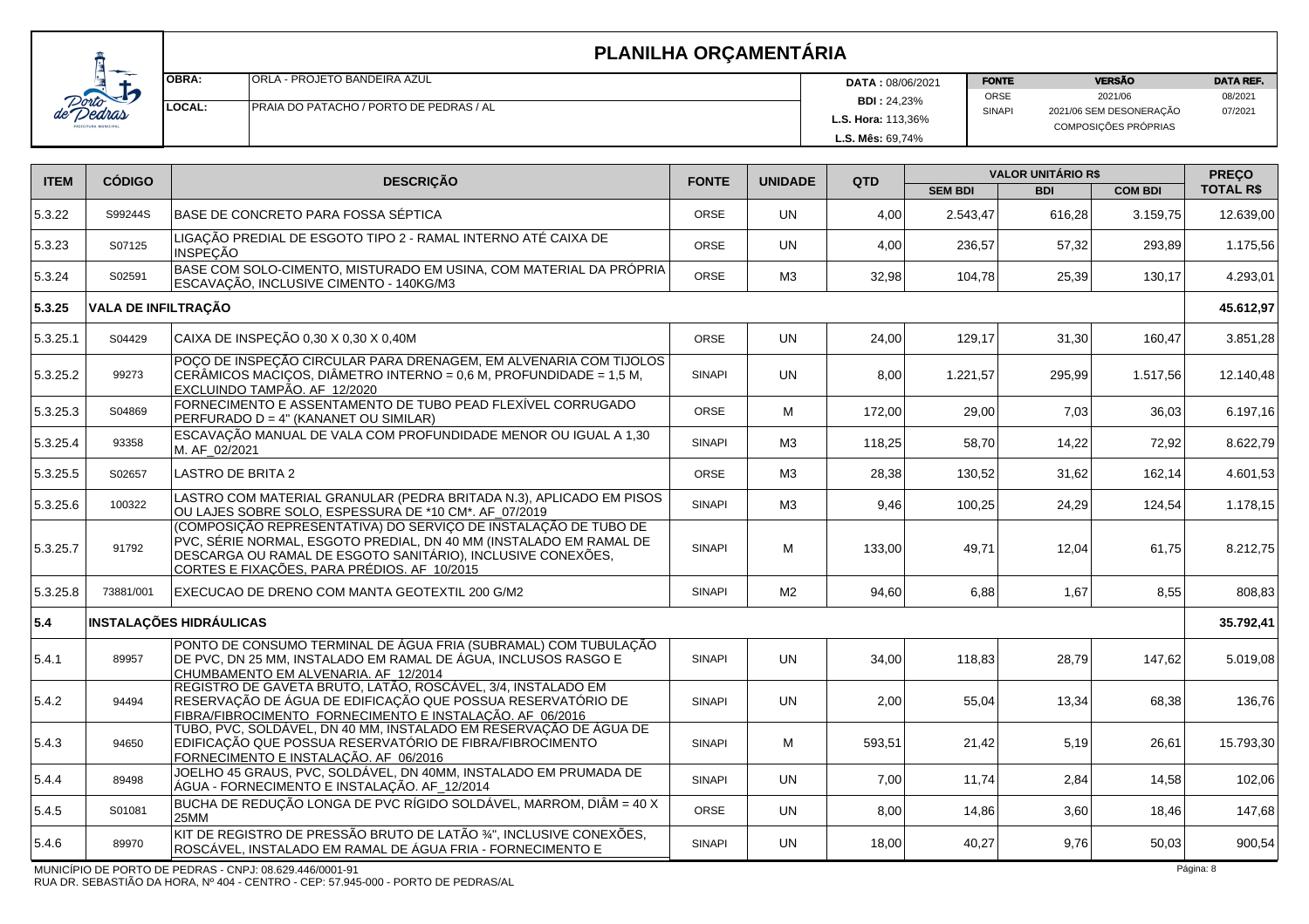# PLANILHA ORÇAMENTÁRIA

| | | | |
|---|---|---|---|
| **OBRA:** | ORLA - PROJETO BANDEIRA AZUL | **DATA :** 08/06/2021 | |
| **LOCAL:** | PRAIA DO PATACHO / PORTO DE PEDRAS / AL | **BDI :** 24,23% | |
| | | **L.S. Hora:** 113,36% | |
| | | **L.S. Mês:** 69,74% | |

| FONTE | VERSÃO | DATA REF. |
|---|---|---|
| ORSE | 2021/06 | 08/2021 |
| SINAPI | 2021/06 SEM DESONERAÇÃO | 07/2021 |
| | COMPOSIÇÕES PRÓPRIAS | |

| ITEM | CÓDIGO | DESCRIÇÃO | FONTE | UNIDADE | QTD | VALOR UNITÁRIO R$ | | | PREÇO TOTAL R$ |
|---|---|---|---|---|---|---|---|---|---|
| | | | | | | SEM BDI | BDI | COM BDI | |
| 5.3.22 | S99244S | BASE DE CONCRETO PARA FOSSA SÉPTICA | ORSE | UN | 4,00 | 2.543,47 | 616,28 | 3.159,75 | 12.639,00 |
| 5.3.23 | S07125 | LIGAÇÃO PREDIAL DE ESGOTO TIPO 2 - RAMAL INTERNO ATÉ CAIXA DE INSPEÇÃO | ORSE | UN | 4,00 | 236,57 | 57,32 | 293,89 | 1.175,56 |
| 5.3.24 | S02591 | BASE COM SOLO-CIMENTO, MISTURADO EM USINA, COM MATERIAL DA PRÓPRIA ESCAVAÇÃO, INCLUSIVE CIMENTO - 140KG/M3 | ORSE | M3 | 32,98 | 104,78 | 25,39 | 130,17 | 4.293,01 |
| **5.3.25** | **VALA DE INFILTRAÇÃO** | | | | | | | | **45.612,97** |
| 5.3.25.1 | S04429 | CAIXA DE INSPEÇÃO 0,30 X 0,30 X 0,40M | ORSE | UN | 24,00 | 129,17 | 31,30 | 160,47 | 3.851,28 |
| 5.3.25.2 | 99273 | POÇO DE INSPEÇÃO CIRCULAR PARA DRENAGEM, EM ALVENARIA COM TIJOLOS CERÂMICOS MACIÇOS, DIÂMETRO INTERNO = 0,6 M, PROFUNDIDADE = 1,5 M, EXCLUINDO TAMPÃO. AF_12/2020 | SINAPI | UN | 8,00 | 1.221,57 | 295,99 | 1.517,56 | 12.140,48 |
| 5.3.25.3 | S04869 | FORNECIMENTO E ASSENTAMENTO DE TUBO PEAD FLEXÍVEL CORRUGADO PERFURADO D = 4" (KANANET OU SIMILAR) | ORSE | M | 172,00 | 29,00 | 7,03 | 36,03 | 6.197,16 |
| 5.3.25.4 | 93358 | ESCAVAÇÃO MANUAL DE VALA COM PROFUNDIDADE MENOR OU IGUAL A 1,30 M. AF_02/2021 | SINAPI | M3 | 118,25 | 58,70 | 14,22 | 72,92 | 8.622,79 |
| 5.3.25.5 | S02657 | LASTRO DE BRITA 2 | ORSE | M3 | 28,38 | 130,52 | 31,62 | 162,14 | 4.601,53 |
| 5.3.25.6 | 100322 | LASTRO COM MATERIAL GRANULAR (PEDRA BRITADA N.3), APLICADO EM PISOS OU LAJES SOBRE SOLO, ESPESSURA DE *10 CM*. AF_07/2019 | SINAPI | M3 | 9,46 | 100,25 | 24,29 | 124,54 | 1.178,15 |
| 5.3.25.7 | 91792 | (COMPOSIÇÃO REPRESENTATIVA) DO SERVIÇO DE INSTALAÇÃO DE TUBO DE PVC, SÉRIE NORMAL, ESGOTO PREDIAL, DN 40 MM (INSTALADO EM RAMAL DE DESCARGA OU RAMAL DE ESGOTO SANITÁRIO), INCLUSIVE CONEXÕES, CORTES E FIXAÇÕES, PARA PRÉDIOS. AF_10/2015 | SINAPI | M | 133,00 | 49,71 | 12,04 | 61,75 | 8.212,75 |
| 5.3.25.8 | 73881/001 | EXECUCAO DE DRENO COM MANTA GEOTEXTIL 200 G/M2 | SINAPI | M2 | 94,60 | 6,88 | 1,67 | 8,55 | 808,83 |
| **5.4** | **INSTALAÇÕES HIDRÁULICAS** | | | | | | | | **35.792,41** |
| 5.4.1 | 89957 | PONTO DE CONSUMO TERMINAL DE ÁGUA FRIA (SUBRAMAL) COM TUBULAÇÃO DE PVC, DN 25 MM, INSTALADO EM RAMAL DE ÁGUA, INCLUSOS RASGO E CHUMBAMENTO EM ALVENARIA. AF_12/2014 | SINAPI | UN | 34,00 | 118,83 | 28,79 | 147,62 | 5.019,08 |
| 5.4.2 | 94494 | REGISTRO DE GAVETA BRUTO, LATÃO, ROSCÁVEL, 3/4, INSTALADO EM RESERVAÇÃO DE ÁGUA DE EDIFICAÇÃO QUE POSSUA RESERVATÓRIO DE FIBRA/FIBROCIMENTO FORNECIMENTO E INSTALAÇÃO. AF_06/2016 | SINAPI | UN | 2,00 | 55,04 | 13,34 | 68,38 | 136,76 |
| 5.4.3 | 94650 | TUBO, PVC, SOLDÁVEL, DN 40 MM, INSTALADO EM RESERVAÇÃO DE ÁGUA DE EDIFICAÇÃO QUE POSSUA RESERVATÓRIO DE FIBRA/FIBROCIMENTO FORNECIMENTO E INSTALAÇÃO. AF_06/2016 | SINAPI | M | 593,51 | 21,42 | 5,19 | 26,61 | 15.793,30 |
| 5.4.4 | 89498 | JOELHO 45 GRAUS, PVC, SOLDÁVEL, DN 40MM, INSTALADO EM PRUMADA DE ÁGUA - FORNECIMENTO E INSTALAÇÃO. AF_12/2014 | SINAPI | UN | 7,00 | 11,74 | 2,84 | 14,58 | 102,06 |
| 5.4.5 | S01081 | BUCHA DE REDUÇÃO LONGA DE PVC RÍGIDO SOLDÁVEL, MARROM, DIÂM = 40 X 25MM | ORSE | UN | 8,00 | 14,86 | 3,60 | 18,46 | 147,68 |
| 5.4.6 | 89970 | KIT DE REGISTRO DE PRESSÃO BRUTO DE LATÃO ¾", INCLUSIVE CONEXÕES, ROSCÁVEL, INSTALADO EM RAMAL DE ÁGUA FRIA - FORNECIMENTO E | SINAPI | UN | 18,00 | 40,27 | 9,76 | 50,03 | 900,54 |

MUNICÍPIO DE PORTO DE PEDRAS - CNPJ: 08.629.446/0001-91
RUA DR. SEBASTIÃO DA HORA, Nº 404 - CENTRO - CEP: 57.945-000 - PORTO DE PEDRAS/AL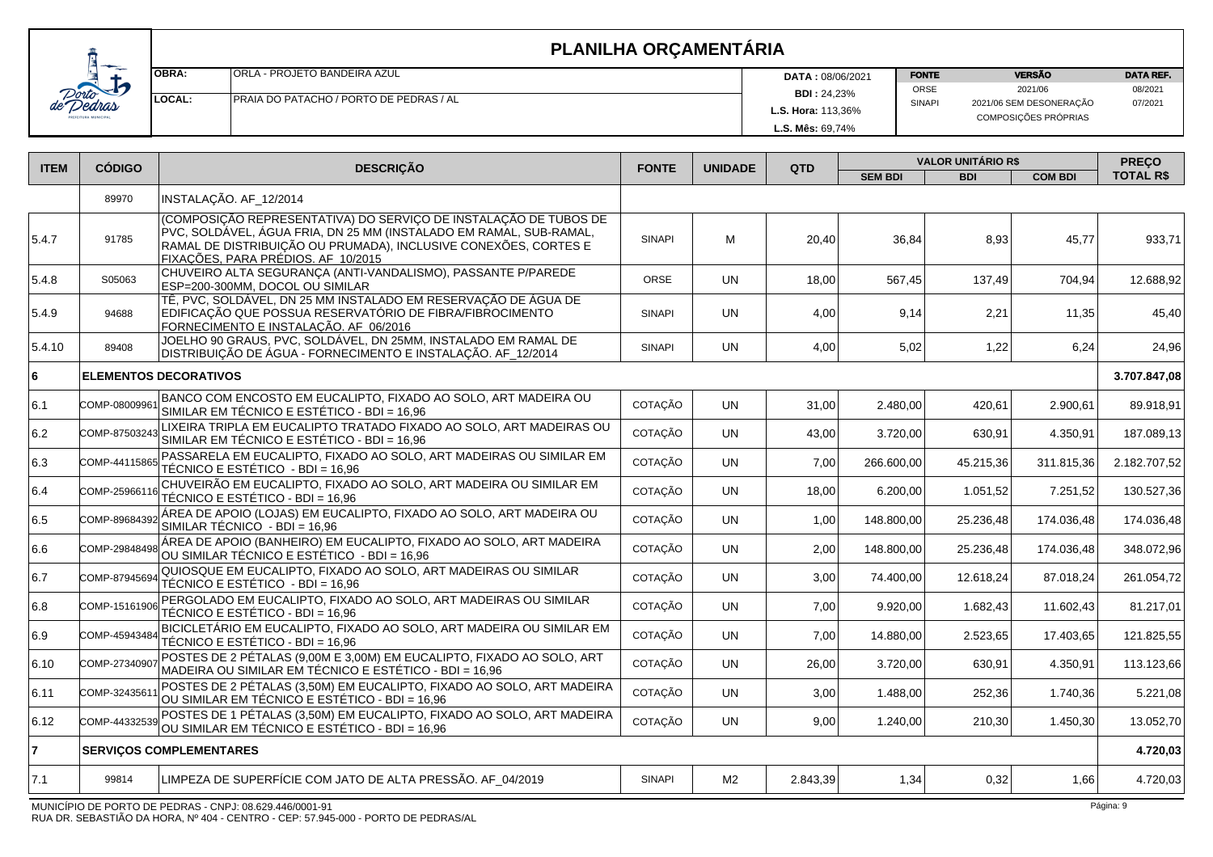# PLANILHA ORÇAMENTÁRIA

| | | | | | |
|---|---|---|---|---|---|
| **OBRA:** | ORLA - PROJETO BANDEIRA AZUL | **DATA :** 08/06/2021 | **FONTE** | **VERSÃO** | **DATA REF.** |
| **LOCAL:** | PRAIA DO PATACHO / PORTO DE PEDRAS / AL | **BDI :** 24,23% | ORSE | 2021/06 | 08/2021 |
| | | **L.S. Hora:** 113,36% | SINAPI | 2021/06 SEM DESONERAÇÃO | 07/2021 |
| | | **L.S. Mês:** 69,74% | | COMPOSIÇÕES PRÓPRIAS | |

| ITEM | CÓDIGO | DESCRIÇÃO | FONTE | UNIDADE | QTD | VALOR UNITÁRIO R$ SEM BDI | VALOR UNITÁRIO R$ BDI | VALOR UNITÁRIO R$ COM BDI | PREÇO TOTAL R$ |
|---|---|---|---|---|---|---|---|---|---|
| | 89970 | INSTALAÇÃO. AF_12/2014 | | | | | | | |
| 5.4.7 | 91785 | (COMPOSIÇÃO REPRESENTATIVA) DO SERVIÇO DE INSTALAÇÃO DE TUBOS DE PVC, SOLDÁVEL, ÁGUA FRIA, DN 25 MM (INSTALADO EM RAMAL, SUB-RAMAL, RAMAL DE DISTRIBUIÇÃO OU PRUMADA), INCLUSIVE CONEXÕES, CORTES E FIXAÇÕES, PARA PRÉDIOS. AF_10/2015 | SINAPI | M | 20,40 | 36,84 | 8,93 | 45,77 | 933,71 |
| 5.4.8 | S05063 | CHUVEIRO ALTA SEGURANÇA (ANTI-VANDALISMO), PASSANTE P/PAREDE ESP=200-300MM, DOCOL OU SIMILAR | ORSE | UN | 18,00 | 567,45 | 137,49 | 704,94 | 12.688,92 |
| 5.4.9 | 94688 | TÊ, PVC, SOLDÁVEL, DN 25 MM INSTALADO EM RESERVAÇÃO DE ÁGUA DE EDIFICAÇÃO QUE POSSUA RESERVATÓRIO DE FIBRA/FIBROCIMENTO FORNECIMENTO E INSTALAÇÃO. AF_06/2016 | SINAPI | UN | 4,00 | 9,14 | 2,21 | 11,35 | 45,40 |
| 5.4.10 | 89408 | JOELHO 90 GRAUS, PVC, SOLDÁVEL, DN 25MM, INSTALADO EM RAMAL DE DISTRIBUIÇÃO DE ÁGUA - FORNECIMENTO E INSTALAÇÃO. AF_12/2014 | SINAPI | UN | 4,00 | 5,02 | 1,22 | 6,24 | 24,96 |
| **6** | **ELEMENTOS DECORATIVOS** | | | | | | | | **3.707.847,08** |
| 6.1 | COMP-08009961 | BANCO COM ENCOSTO EM EUCALIPTO, FIXADO AO SOLO, ART MADEIRA OU SIMILAR EM TÉCNICO E ESTÉTICO - BDI = 16,96 | COTAÇÃO | UN | 31,00 | 2.480,00 | 420,61 | 2.900,61 | 89.918,91 |
| 6.2 | COMP-87503243 | LIXEIRA TRIPLA EM EUCALIPTO TRATADO FIXADO AO SOLO, ART MADEIRAS OU SIMILAR EM TÉCNICO E ESTÉTICO - BDI = 16,96 | COTAÇÃO | UN | 43,00 | 3.720,00 | 630,91 | 4.350,91 | 187.089,13 |
| 6.3 | COMP-44115865 | PASSARELA EM EUCALIPTO, FIXADO AO SOLO, ART MADEIRAS OU SIMILAR EM TÉCNICO E ESTÉTICO - BDI = 16,96 | COTAÇÃO | UN | 7,00 | 266.600,00 | 45.215,36 | 311.815,36 | 2.182.707,52 |
| 6.4 | COMP-25966116 | CHUVEIRÃO EM EUCALIPTO, FIXADO AO SOLO, ART MADEIRA OU SIMILAR EM TÉCNICO E ESTÉTICO - BDI = 16,96 | COTAÇÃO | UN | 18,00 | 6.200,00 | 1.051,52 | 7.251,52 | 130.527,36 |
| 6.5 | COMP-89684392 | ÁREA DE APOIO (LOJAS) EM EUCALIPTO, FIXADO AO SOLO, ART MADEIRA OU SIMILAR TÉCNICO - BDI = 16,96 | COTAÇÃO | UN | 1,00 | 148.800,00 | 25.236,48 | 174.036,48 | 174.036,48 |
| 6.6 | COMP-29848498 | ÁREA DE APOIO (BANHEIRO) EM EUCALIPTO, FIXADO AO SOLO, ART MADEIRA OU SIMILAR TÉCNICO E ESTÉTICO - BDI = 16,96 | COTAÇÃO | UN | 2,00 | 148.800,00 | 25.236,48 | 174.036,48 | 348.072,96 |
| 6.7 | COMP-87945694 | QUIOSQUE EM EUCALIPTO, FIXADO AO SOLO, ART MADEIRAS OU SIMILAR TÉCNICO E ESTÉTICO - BDI = 16,96 | COTAÇÃO | UN | 3,00 | 74.400,00 | 12.618,24 | 87.018,24 | 261.054,72 |
| 6.8 | COMP-15161906 | PERGOLADO EM EUCALIPTO, FIXADO AO SOLO, ART MADEIRAS OU SIMILAR TÉCNICO E ESTÉTICO - BDI = 16,96 | COTAÇÃO | UN | 7,00 | 9.920,00 | 1.682,43 | 11.602,43 | 81.217,01 |
| 6.9 | COMP-45943484 | BICICLETÁRIO EM EUCALIPTO, FIXADO AO SOLO, ART MADEIRA OU SIMILAR EM TÉCNICO E ESTÉTICO - BDI = 16,96 | COTAÇÃO | UN | 7,00 | 14.880,00 | 2.523,65 | 17.403,65 | 121.825,55 |
| 6.10 | COMP-27340907 | POSTES DE 2 PÉTALAS (9,00M E 3,00M) EM EUCALIPTO, FIXADO AO SOLO, ART MADEIRA OU SIMILAR EM TÉCNICO E ESTÉTICO - BDI = 16,96 | COTAÇÃO | UN | 26,00 | 3.720,00 | 630,91 | 4.350,91 | 113.123,66 |
| 6.11 | COMP-32435611 | POSTES DE 2 PÉTALAS (3,50M) EM EUCALIPTO, FIXADO AO SOLO, ART MADEIRA OU SIMILAR EM TÉCNICO E ESTÉTICO - BDI = 16,96 | COTAÇÃO | UN | 3,00 | 1.488,00 | 252,36 | 1.740,36 | 5.221,08 |
| 6.12 | COMP-44332539 | POSTES DE 1 PÉTALAS (3,50M) EM EUCALIPTO, FIXADO AO SOLO, ART MADEIRA OU SIMILAR EM TÉCNICO E ESTÉTICO - BDI = 16,96 | COTAÇÃO | UN | 9,00 | 1.240,00 | 210,30 | 1.450,30 | 13.052,70 |
| **7** | **SERVIÇOS COMPLEMENTARES** | | | | | | | | **4.720,03** |
| 7.1 | 99814 | LIMPEZA DE SUPERFÍCIE COM JATO DE ALTA PRESSÃO. AF_04/2019 | SINAPI | M2 | 2.843,39 | 1,34 | 0,32 | 1,66 | 4.720,03 |

MUNICÍPIO DE PORTO DE PEDRAS - CNPJ: 08.629.446/0001-91
RUA DR. SEBASTIÃO DA HORA, Nº 404 - CENTRO - CEP: 57.945-000 - PORTO DE PEDRAS/AL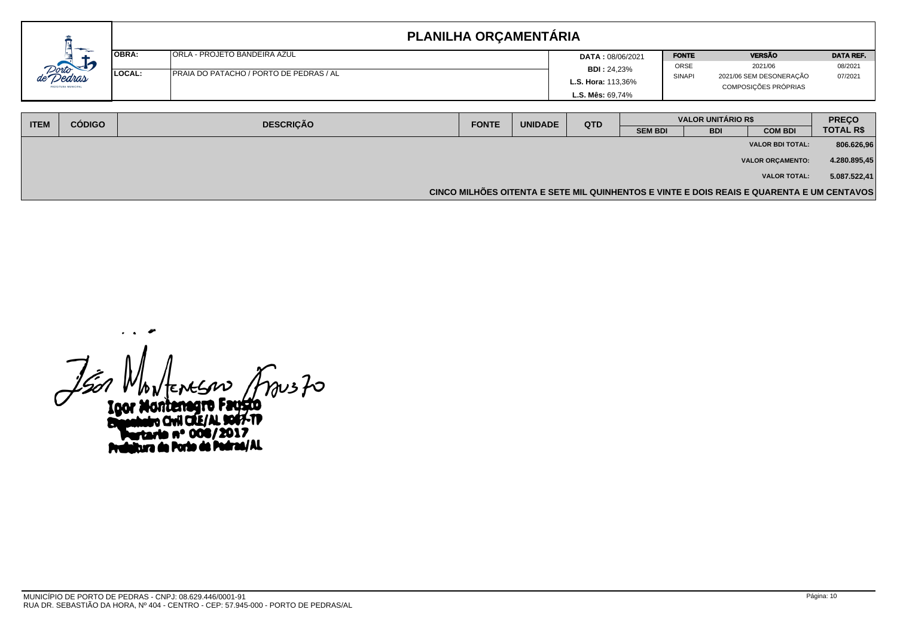# PLANILHA ORÇAMENTÁRIA

| | | | | |
|---|---|---|---|---|
| **OBRA:** ORLA - PROJETO BANDEIRA AZUL | **DATA :** 08/06/2021 | **FONTE** | **VERSÃO** | **DATA REF.** |
| **LOCAL:** PRAIA DO PATACHO / PORTO DE PEDRAS / AL | **BDI :** 24,23% | ORSE | 2021/06 | 08/2021 |
| | **L.S. Hora:** 113,36% | SINAPI | 2021/06 SEM DESONERAÇÃO | 07/2021 |
| | **L.S. Mês:** 69,74% | | COMPOSIÇÕES PRÓPRIAS | |

| ITEM | CÓDIGO | DESCRIÇÃO | FONTE | UNIDADE | QTD | VALOR UNITÁRIO R$ | | | PREÇO TOTAL R$ |
|---|---|---|---|---|---|---|---|---|---|
| | | | | | | SEM BDI | BDI | COM BDI | |
| | | | | | | | | **VALOR BDI TOTAL:** | **806.626,96** |
| | | | | | | | | **VALOR ORÇAMENTO:** | **4.280.895,45** |
| | | | | | | | | **VALOR TOTAL:** | **5.087.522,41** |

**CINCO MILHÕES OITENTA E SETE MIL QUINHENTOS E VINTE E DOIS REAIS E QUARENTA E UM CENTAVOS**

Igor Montenegro Fausto
Engenheiro Civil CREA/AL 30077-TD
Portaria nº 008/2017
Prefeitura de Porto de Pedras/AL

MUNICÍPIO DE PORTO DE PEDRAS - CNPJ: 08.629.446/0001-91
RUA DR. SEBASTIÃO DA HORA, Nº 404 - CENTRO - CEP: 57.945-000 - PORTO DE PEDRAS/AL